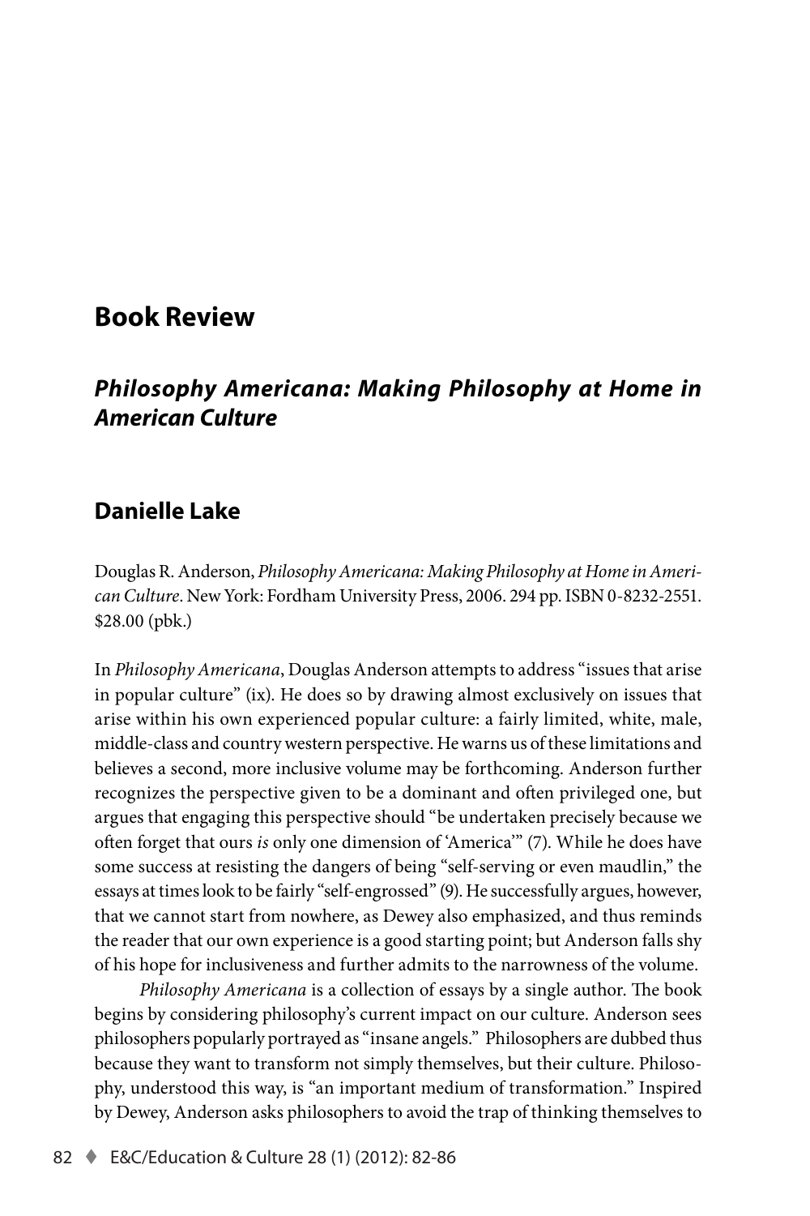# Book Review

## *Philosophy Americana: Making Philosophy at Home in American Culture*

## Danielle Lake

Douglas R. Anderson, *Philosophy Americana: Making Philosophy at Home in American Culture*. New York: Fordham University Press, 2006. 294 pp. ISBN 0-8232-2551. $28.00 (pbk.)

In *Philosophy Americana*, Douglas Anderson attempts to address "issues that arise in popular culture" (ix). He does so by drawing almost exclusively on issues that arise within his own experienced popular culture: a fairly limited, white, male, middle-class and country western perspective. He warns us of these limitations and believes a second, more inclusive volume may be forthcoming. Anderson further recognizes the perspective given to be a dominant and often privileged one, but argues that engaging this perspective should "be undertaken precisely because we often forget that ours *is* only one dimension of 'America'" (7). While he does have some success at resisting the dangers of being "self-serving or even maudlin," the essays at times look to be fairly "self-engrossed" (9). He successfully argues, however, that we cannot start from nowhere, as Dewey also emphasized, and thus reminds the reader that our own experience is a good starting point; but Anderson falls shy of his hope for inclusiveness and further admits to the narrowness of the volume.

*Philosophy Americana* is a collection of essays by a single author. The book begins by considering philosophy's current impact on our culture. Anderson sees philosophers popularly portrayed as "insane angels." Philosophers are dubbed thus because they want to transform not simply themselves, but their culture. Philosophy, understood this way, is "an important medium of transformation." Inspired by Dewey, Anderson asks philosophers to avoid the trap of thinking themselves to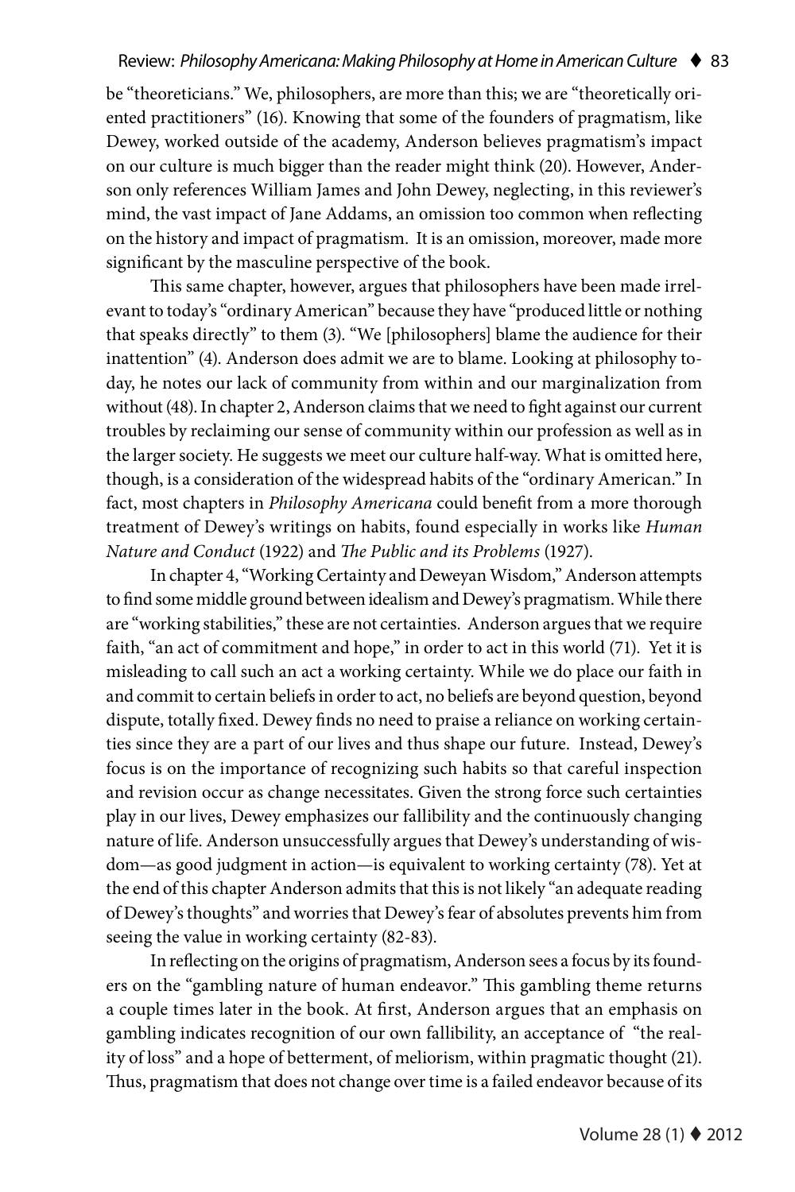be "theoreticians." We, philosophers, are more than this; we are "theoretically oriented practitioners" (16). Knowing that some of the founders of pragmatism, like Dewey, worked outside of the academy, Anderson believes pragmatism's impact on our culture is much bigger than the reader might think (20). However, Anderson only references William James and John Dewey, neglecting, in this reviewer's mind, the vast impact of Jane Addams, an omission too common when reflecting on the history and impact of pragmatism. It is an omission, moreover, made more significant by the masculine perspective of the book.

This same chapter, however, argues that philosophers have been made irrelevant to today's "ordinary American" because they have "produced little or nothing that speaks directly" to them (3). "We [philosophers] blame the audience for their inattention" (4). Anderson does admit we are to blame. Looking at philosophy today, he notes our lack of community from within and our marginalization from without (48). In chapter 2, Anderson claims that we need to fight against our current troubles by reclaiming our sense of community within our profession as well as in the larger society. He suggests we meet our culture half-way. What is omitted here, though, is a consideration of the widespread habits of the "ordinary American." In fact, most chapters in *Philosophy Americana* could benefit from a more thorough treatment of Dewey's writings on habits, found especially in works like *Human Nature and Conduct* (1922) and *The Public and its Problems* (1927).

In chapter 4, "Working Certainty and Deweyan Wisdom," Anderson attempts to find some middle ground between idealism and Dewey's pragmatism. While there are "working stabilities," these are not certainties. Anderson argues that we require faith, "an act of commitment and hope," in order to act in this world (71). Yet it is misleading to call such an act a working certainty. While we do place our faith in and commit to certain beliefs in order to act, no beliefs are beyond question, beyond dispute, totally fixed. Dewey finds no need to praise a reliance on working certainties since they are a part of our lives and thus shape our future. Instead, Dewey's focus is on the importance of recognizing such habits so that careful inspection and revision occur as change necessitates. Given the strong force such certainties play in our lives, Dewey emphasizes our fallibility and the continuously changing nature of life. Anderson unsuccessfully argues that Dewey's understanding of wisdom—as good judgment in action—is equivalent to working certainty (78). Yet at the end of this chapter Anderson admits that this is not likely "an adequate reading of Dewey's thoughts" and worries that Dewey's fear of absolutes prevents him from seeing the value in working certainty (82-83).

In reflecting on the origins of pragmatism, Anderson sees a focus by its founders on the "gambling nature of human endeavor." This gambling theme returns a couple times later in the book. At first, Anderson argues that an emphasis on gambling indicates recognition of our own fallibility, an acceptance of "the reality of loss" and a hope of betterment, of meliorism, within pragmatic thought (21). Thus, pragmatism that does not change over time is a failed endeavor because of its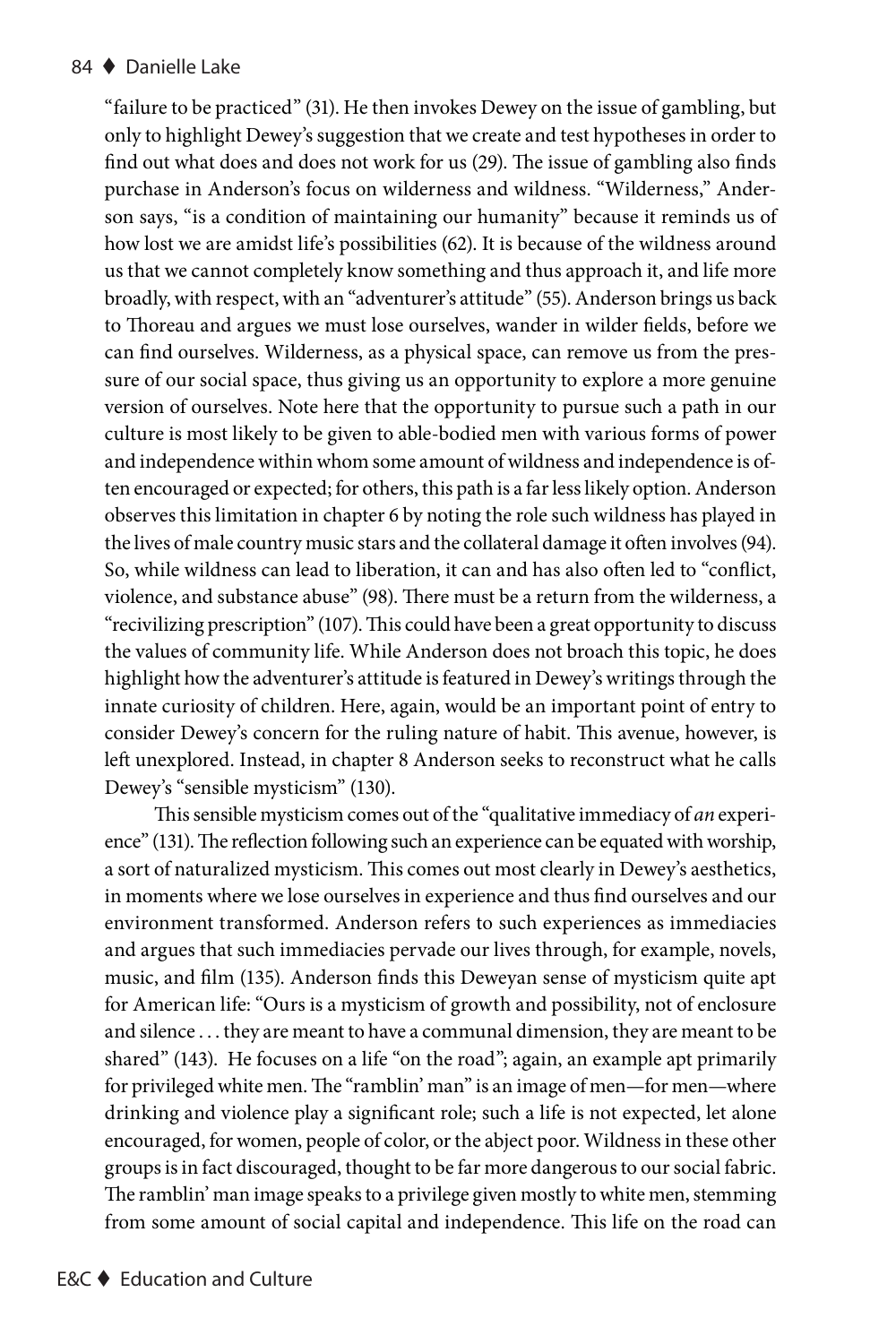"failure to be practiced" (31). He then invokes Dewey on the issue of gambling, but only to highlight Dewey's suggestion that we create and test hypotheses in order to find out what does and does not work for us (29). The issue of gambling also finds purchase in Anderson's focus on wilderness and wildness. "Wilderness," Anderson says, "is a condition of maintaining our humanity" because it reminds us of how lost we are amidst life's possibilities (62). It is because of the wildness around us that we cannot completely know something and thus approach it, and life more broadly, with respect, with an "adventurer's attitude" (55). Anderson brings us back to Thoreau and argues we must lose ourselves, wander in wilder fields, before we can find ourselves. Wilderness, as a physical space, can remove us from the pressure of our social space, thus giving us an opportunity to explore a more genuine version of ourselves. Note here that the opportunity to pursue such a path in our culture is most likely to be given to able-bodied men with various forms of power and independence within whom some amount of wildness and independence is often encouraged or expected; for others, this path is a far less likely option. Anderson observes this limitation in chapter 6 by noting the role such wildness has played in the lives of male country music stars and the collateral damage it often involves (94). So, while wildness can lead to liberation, it can and has also often led to "conflict, violence, and substance abuse" (98). There must be a return from the wilderness, a "recivilizing prescription" (107). This could have been a great opportunity to discuss the values of community life. While Anderson does not broach this topic, he does highlight how the adventurer's attitude is featured in Dewey's writings through the innate curiosity of children. Here, again, would be an important point of entry to consider Dewey's concern for the ruling nature of habit. This avenue, however, is left unexplored. Instead, in chapter 8 Anderson seeks to reconstruct what he calls Dewey's "sensible mysticism" (130).

This sensible mysticism comes out of the "qualitative immediacy of *an* experience" (131). The reflection following such an experience can be equated with worship, a sort of naturalized mysticism. This comes out most clearly in Dewey's aesthetics, in moments where we lose ourselves in experience and thus find ourselves and our environment transformed. Anderson refers to such experiences as immediacies and argues that such immediacies pervade our lives through, for example, novels, music, and film (135). Anderson finds this Deweyan sense of mysticism quite apt for American life: "Ours is a mysticism of growth and possibility, not of enclosure and silence . . . they are meant to have a communal dimension, they are meant to be shared" (143). He focuses on a life "on the road"; again, an example apt primarily for privileged white men. The "ramblin' man" is an image of men—for men—where drinking and violence play a significant role; such a life is not expected, let alone encouraged, for women, people of color, or the abject poor. Wildness in these other groups is in fact discouraged, thought to be far more dangerous to our social fabric. The ramblin' man image speaks to a privilege given mostly to white men, stemming from some amount of social capital and independence. This life on the road can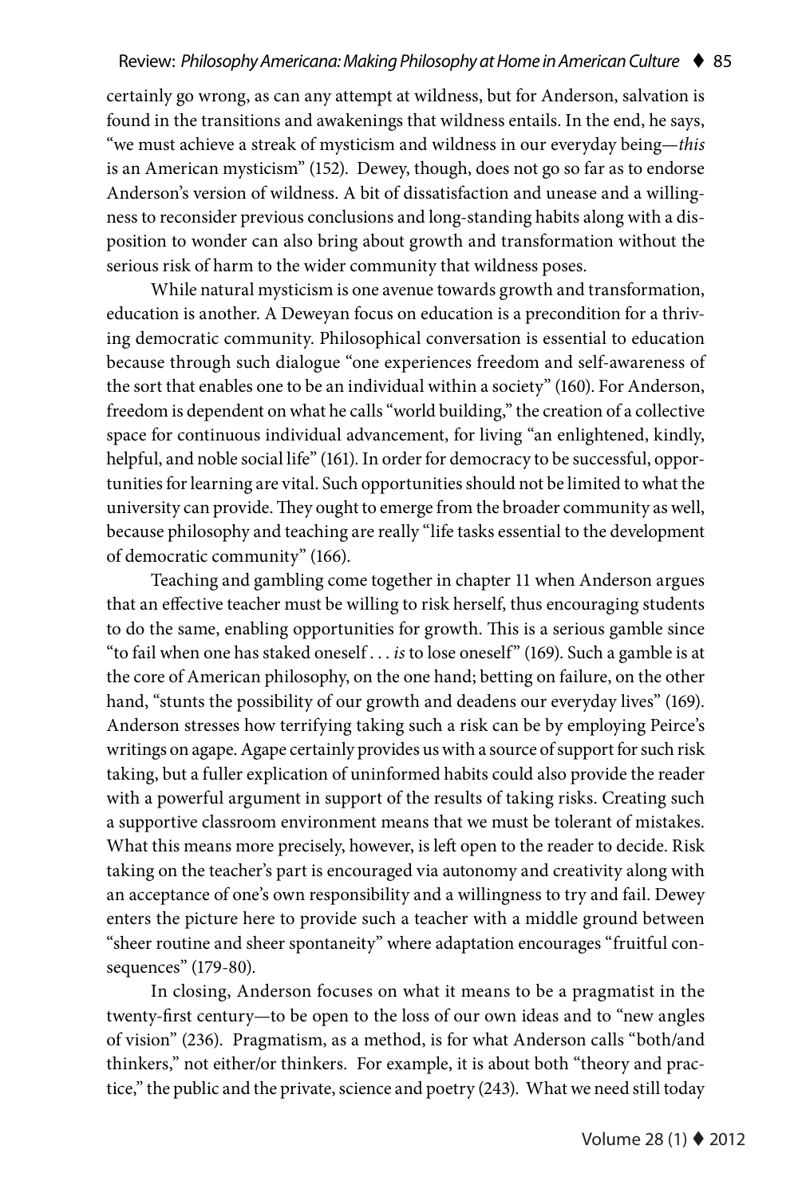certainly go wrong, as can any attempt at wildness, but for Anderson, salvation is found in the transitions and awakenings that wildness entails. In the end, he says, "we must achieve a streak of mysticism and wildness in our everyday being—*this* is an American mysticism" (152). Dewey, though, does not go so far as to endorse Anderson's version of wildness. A bit of dissatisfaction and unease and a willingness to reconsider previous conclusions and long-standing habits along with a disposition to wonder can also bring about growth and transformation without the serious risk of harm to the wider community that wildness poses.

While natural mysticism is one avenue towards growth and transformation, education is another. A Deweyan focus on education is a precondition for a thriving democratic community. Philosophical conversation is essential to education because through such dialogue "one experiences freedom and self-awareness of the sort that enables one to be an individual within a society" (160). For Anderson, freedom is dependent on what he calls "world building," the creation of a collective space for continuous individual advancement, for living "an enlightened, kindly, helpful, and noble social life" (161). In order for democracy to be successful, opportunities for learning are vital. Such opportunities should not be limited to what the university can provide. They ought to emerge from the broader community as well, because philosophy and teaching are really "life tasks essential to the development of democratic community" (166).

Teaching and gambling come together in chapter 11 when Anderson argues that an effective teacher must be willing to risk herself, thus encouraging students to do the same, enabling opportunities for growth. This is a serious gamble since "to fail when one has staked oneself . . . *is* to lose oneself" (169). Such a gamble is at the core of American philosophy, on the one hand; betting on failure, on the other hand, "stunts the possibility of our growth and deadens our everyday lives" (169). Anderson stresses how terrifying taking such a risk can be by employing Peirce's writings on agape. Agape certainly provides us with a source of support for such risk taking, but a fuller explication of uninformed habits could also provide the reader with a powerful argument in support of the results of taking risks. Creating such a supportive classroom environment means that we must be tolerant of mistakes. What this means more precisely, however, is left open to the reader to decide. Risk taking on the teacher's part is encouraged via autonomy and creativity along with an acceptance of one's own responsibility and a willingness to try and fail. Dewey enters the picture here to provide such a teacher with a middle ground between "sheer routine and sheer spontaneity" where adaptation encourages "fruitful consequences" (179-80).

In closing, Anderson focuses on what it means to be a pragmatist in the twenty-first century—to be open to the loss of our own ideas and to "new angles of vision" (236). Pragmatism, as a method, is for what Anderson calls "both/and thinkers," not either/or thinkers. For example, it is about both "theory and practice," the public and the private, science and poetry (243). What we need still today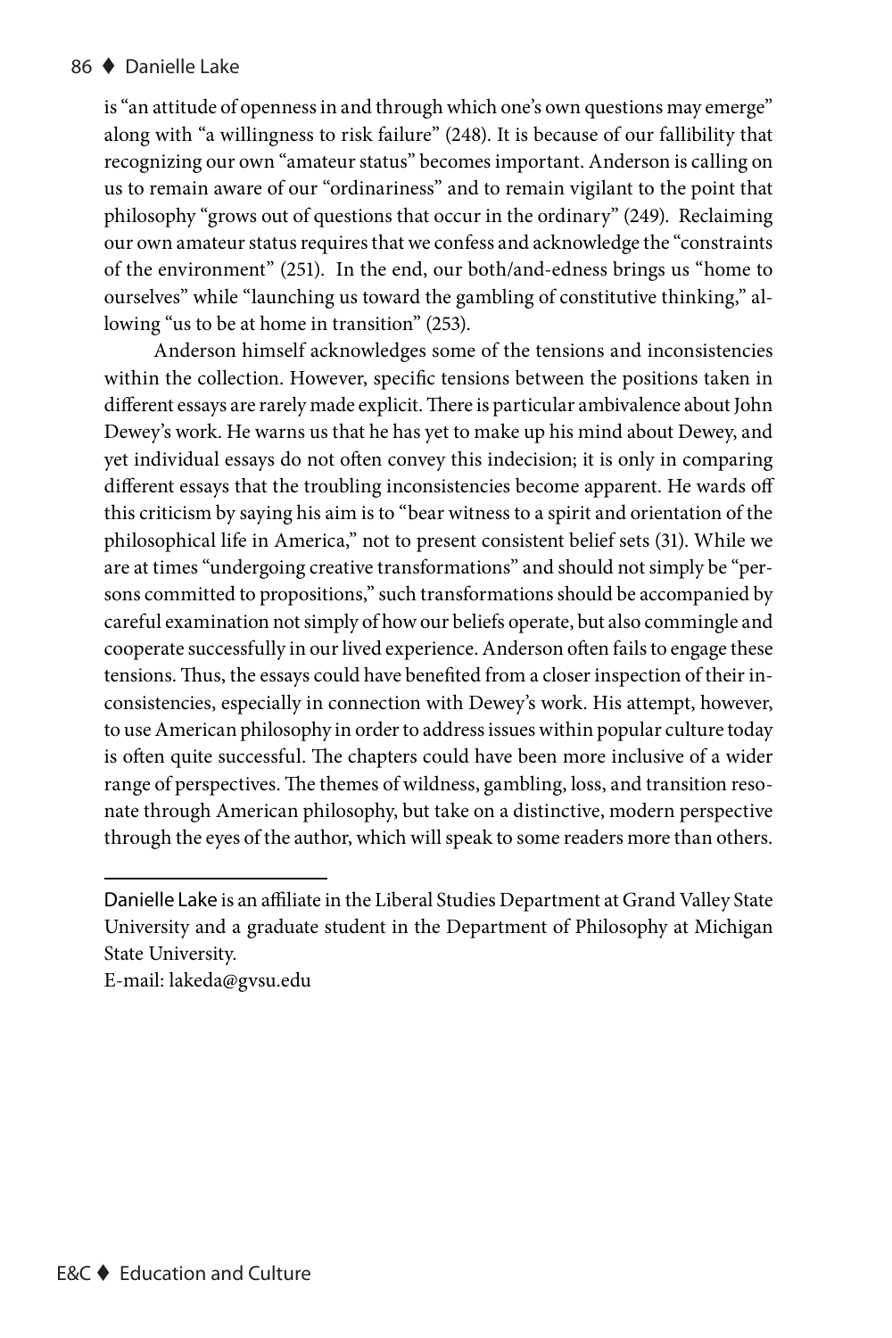is "an attitude of openness in and through which one's own questions may emerge" along with "a willingness to risk failure" (248). It is because of our fallibility that recognizing our own "amateur status" becomes important. Anderson is calling on us to remain aware of our "ordinariness" and to remain vigilant to the point that philosophy "grows out of questions that occur in the ordinary" (249). Reclaiming our own amateur status requires that we confess and acknowledge the "constraints of the environment" (251). In the end, our both/and-edness brings us "home to ourselves" while "launching us toward the gambling of constitutive thinking," allowing "us to be at home in transition" (253).

Anderson himself acknowledges some of the tensions and inconsistencies within the collection. However, specific tensions between the positions taken in different essays are rarely made explicit. There is particular ambivalence about John Dewey's work. He warns us that he has yet to make up his mind about Dewey, and yet individual essays do not often convey this indecision; it is only in comparing different essays that the troubling inconsistencies become apparent. He wards off this criticism by saying his aim is to "bear witness to a spirit and orientation of the philosophical life in America," not to present consistent belief sets (31). While we are at times "undergoing creative transformations" and should not simply be "persons committed to propositions," such transformations should be accompanied by careful examination not simply of how our beliefs operate, but also commingle and cooperate successfully in our lived experience. Anderson often fails to engage these tensions. Thus, the essays could have benefited from a closer inspection of their inconsistencies, especially in connection with Dewey's work. His attempt, however, to use American philosophy in order to address issues within popular culture today is often quite successful. The chapters could have been more inclusive of a wider range of perspectives. The themes of wildness, gambling, loss, and transition resonate through American philosophy, but take on a distinctive, modern perspective through the eyes of the author, which will speak to some readers more than others.

---

Danielle Lake is an affiliate in the Liberal Studies Department at Grand Valley State University and a graduate student in the Department of Philosophy at Michigan State University.
E-mail: lakeda@gvsu.edu